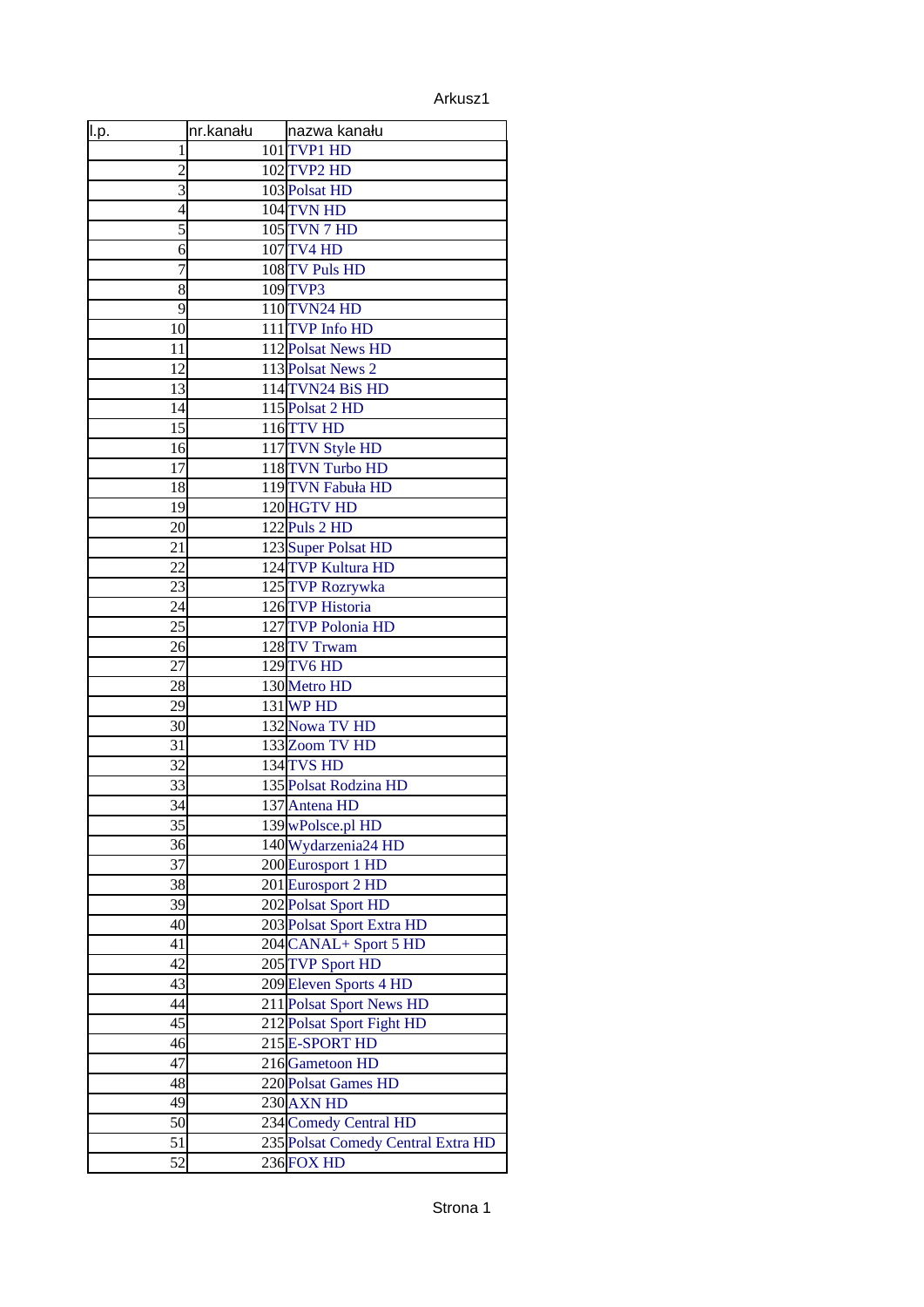| l.p. | nr.kanału | nazwa kanału |
|---|---|---|
| 1 | 101 | TVP1 HD |
| 2 | 102 | TVP2 HD |
| 3 | 103 | Polsat HD |
| 4 | 104 | TVN HD |
| 5 | 105 | TVN 7 HD |
| 6 | 107 | TV4 HD |
| 7 | 108 | TV Puls HD |
| 8 | 109 | TVP3 |
| 9 | 110 | TVN24 HD |
| 10 | 111 | TVP Info HD |
| 11 | 112 | Polsat News HD |
| 12 | 113 | Polsat News 2 |
| 13 | 114 | TVN24 BiS HD |
| 14 | 115 | Polsat 2 HD |
| 15 | 116 | TTV HD |
| 16 | 117 | TVN Style HD |
| 17 | 118 | TVN Turbo HD |
| 18 | 119 | TVN Fabuła HD |
| 19 | 120 | HGTV HD |
| 20 | 122 | Puls 2 HD |
| 21 | 123 | Super Polsat HD |
| 22 | 124 | TVP Kultura HD |
| 23 | 125 | TVP Rozrywka |
| 24 | 126 | TVP Historia |
| 25 | 127 | TVP Polonia HD |
| 26 | 128 | TV Trwam |
| 27 | 129 | TV6 HD |
| 28 | 130 | Metro HD |
| 29 | 131 | WP HD |
| 30 | 132 | Nowa TV HD |
| 31 | 133 | Zoom TV HD |
| 32 | 134 | TVS HD |
| 33 | 135 | Polsat Rodzina HD |
| 34 | 137 | Antena HD |
| 35 | 139 | wPolsce.pl HD |
| 36 | 140 | Wydarzenia24 HD |
| 37 | 200 | Eurosport 1 HD |
| 38 | 201 | Eurosport 2 HD |
| 39 | 202 | Polsat Sport HD |
| 40 | 203 | Polsat Sport Extra HD |
| 41 | 204 | CANAL+ Sport 5 HD |
| 42 | 205 | TVP Sport HD |
| 43 | 209 | Eleven Sports 4 HD |
| 44 | 211 | Polsat Sport News HD |
| 45 | 212 | Polsat Sport Fight HD |
| 46 | 215 | E-SPORT HD |
| 47 | 216 | Gametoon HD |
| 48 | 220 | Polsat Games HD |
| 49 | 230 | AXN HD |
| 50 | 234 | Comedy Central HD |
| 51 | 235 | Polsat Comedy Central Extra HD |
| 52 | 236 | FOX HD |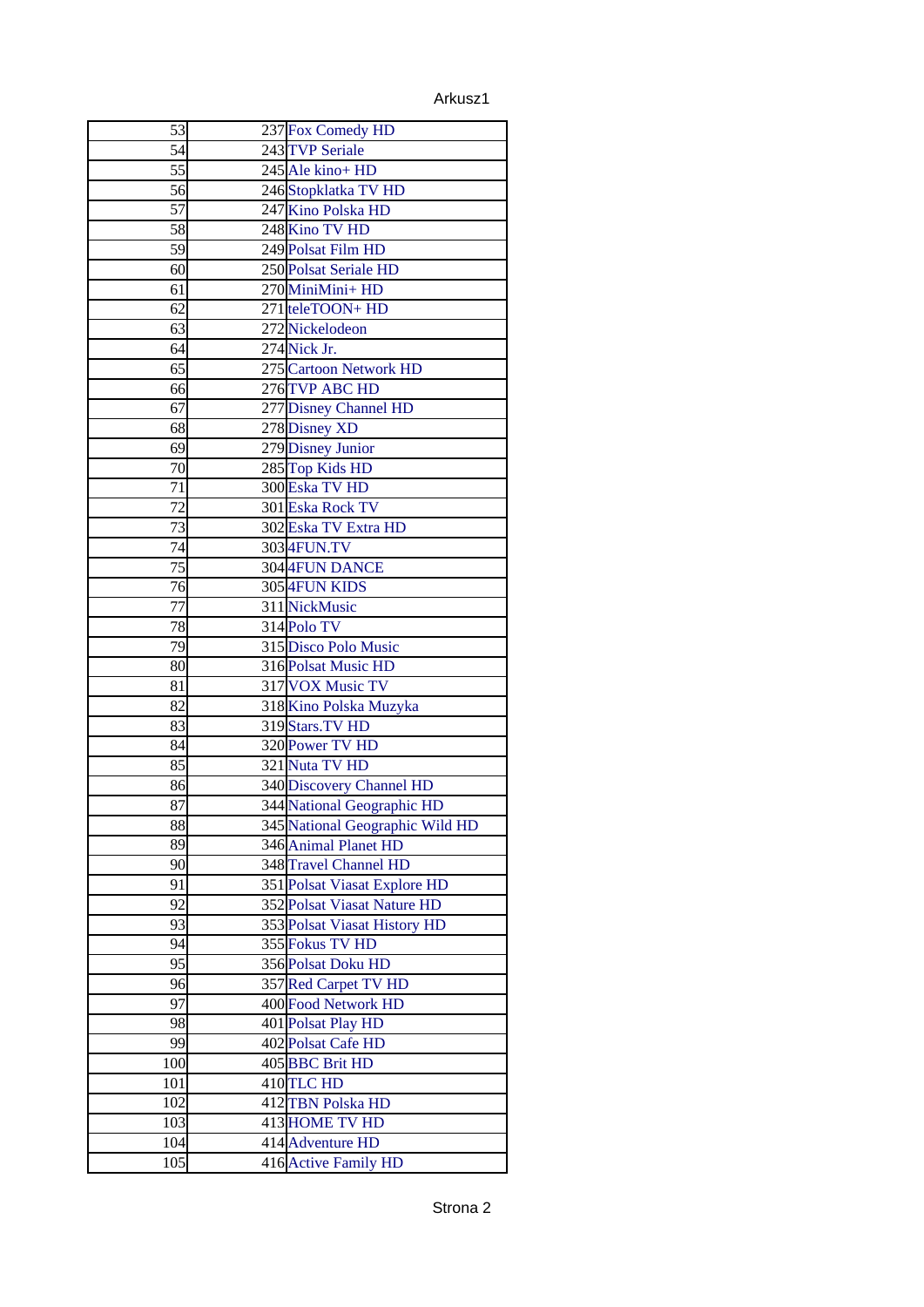| | | |
|---|---|---|
| 53 | 237 | Fox Comedy HD |
| 54 | 243 | TVP Seriale |
| 55 | 245 | Ale kino+ HD |
| 56 | 246 | Stopklatka TV HD |
| 57 | 247 | Kino Polska HD |
| 58 | 248 | Kino TV HD |
| 59 | 249 | Polsat Film HD |
| 60 | 250 | Polsat Seriale HD |
| 61 | 270 | MiniMini+ HD |
| 62 | 271 | teleTOON+ HD |
| 63 | 272 | Nickelodeon |
| 64 | 274 | Nick Jr. |
| 65 | 275 | Cartoon Network HD |
| 66 | 276 | TVP ABC HD |
| 67 | 277 | Disney Channel HD |
| 68 | 278 | Disney XD |
| 69 | 279 | Disney Junior |
| 70 | 285 | Top Kids HD |
| 71 | 300 | Eska TV HD |
| 72 | 301 | Eska Rock TV |
| 73 | 302 | Eska TV Extra HD |
| 74 | 303 | 4FUN.TV |
| 75 | 304 | 4FUN DANCE |
| 76 | 305 | 4FUN KIDS |
| 77 | 311 | NickMusic |
| 78 | 314 | Polo TV |
| 79 | 315 | Disco Polo Music |
| 80 | 316 | Polsat Music HD |
| 81 | 317 | VOX Music TV |
| 82 | 318 | Kino Polska Muzyka |
| 83 | 319 | Stars.TV HD |
| 84 | 320 | Power TV HD |
| 85 | 321 | Nuta TV HD |
| 86 | 340 | Discovery Channel HD |
| 87 | 344 | National Geographic HD |
| 88 | 345 | National Geographic Wild HD |
| 89 | 346 | Animal Planet HD |
| 90 | 348 | Travel Channel HD |
| 91 | 351 | Polsat Viasat Explore HD |
| 92 | 352 | Polsat Viasat Nature HD |
| 93 | 353 | Polsat Viasat History HD |
| 94 | 355 | Fokus TV HD |
| 95 | 356 | Polsat Doku HD |
| 96 | 357 | Red Carpet TV HD |
| 97 | 400 | Food Network HD |
| 98 | 401 | Polsat Play HD |
| 99 | 402 | Polsat Cafe HD |
| 100 | 405 | BBC Brit HD |
| 101 | 410 | TLC HD |
| 102 | 412 | TBN Polska HD |
| 103 | 413 | HOME TV HD |
| 104 | 414 | Adventure HD |
| 105 | 416 | Active Family HD |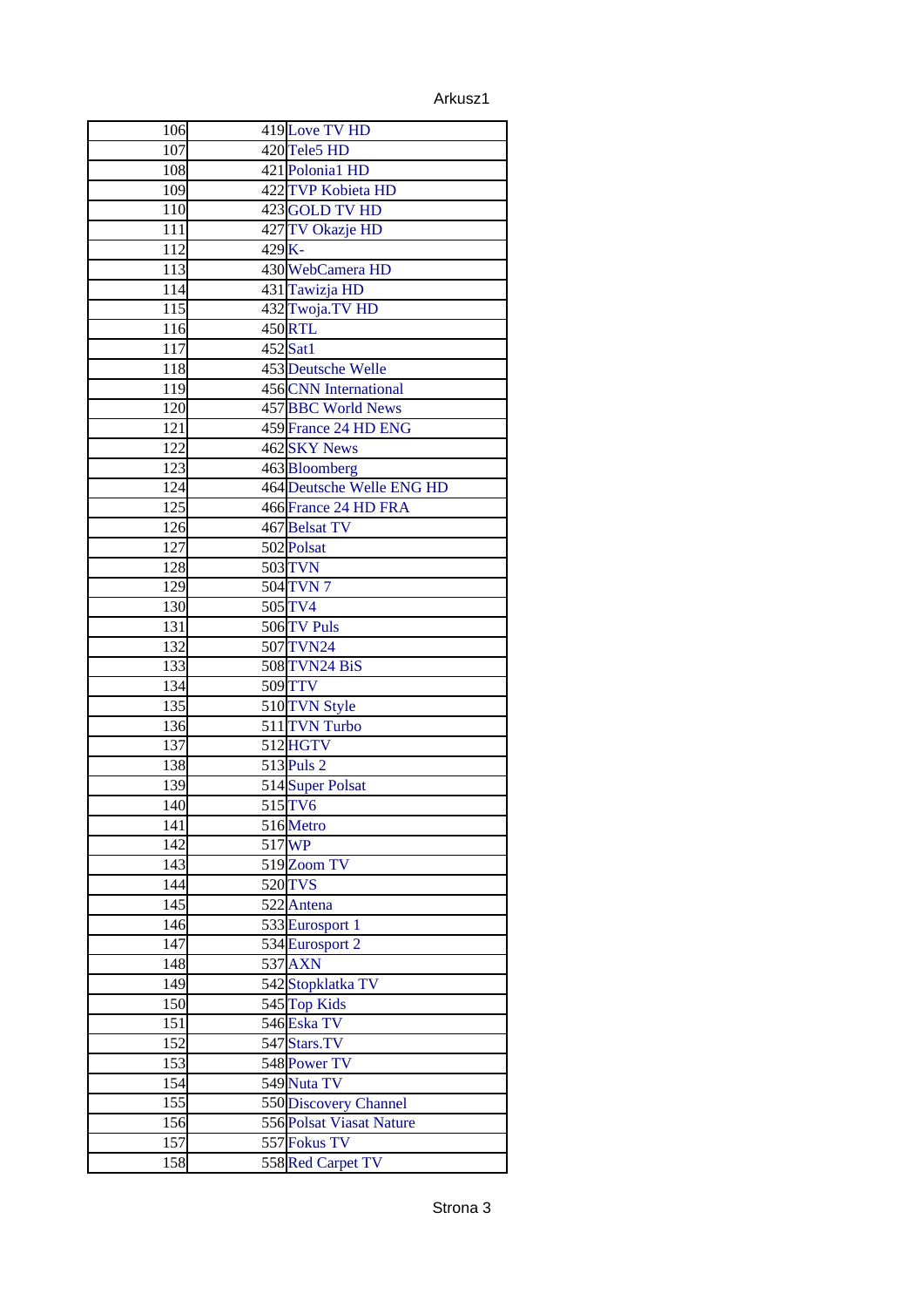| | | |
|---|---|---|
| 106 | 419 | Love TV HD |
| 107 | 420 | Tele5 HD |
| 108 | 421 | Polonia1 HD |
| 109 | 422 | TVP Kobieta HD |
| 110 | 423 | GOLD TV HD |
| 111 | 427 | TV Okazje HD |
| 112 | 429 | K- |
| 113 | 430 | WebCamera HD |
| 114 | 431 | Tawizja HD |
| 115 | 432 | Twoja.TV HD |
| 116 | 450 | RTL |
| 117 | 452 | Sat1 |
| 118 | 453 | Deutsche Welle |
| 119 | 456 | CNN International |
| 120 | 457 | BBC World News |
| 121 | 459 | France 24 HD ENG |
| 122 | 462 | SKY News |
| 123 | 463 | Bloomberg |
| 124 | 464 | Deutsche Welle ENG HD |
| 125 | 466 | France 24 HD FRA |
| 126 | 467 | Belsat TV |
| 127 | 502 | Polsat |
| 128 | 503 | TVN |
| 129 | 504 | TVN 7 |
| 130 | 505 | TV4 |
| 131 | 506 | TV Puls |
| 132 | 507 | TVN24 |
| 133 | 508 | TVN24 BiS |
| 134 | 509 | TTV |
| 135 | 510 | TVN Style |
| 136 | 511 | TVN Turbo |
| 137 | 512 | HGTV |
| 138 | 513 | Puls 2 |
| 139 | 514 | Super Polsat |
| 140 | 515 | TV6 |
| 141 | 516 | Metro |
| 142 | 517 | WP |
| 143 | 519 | Zoom TV |
| 144 | 520 | TVS |
| 145 | 522 | Antena |
| 146 | 533 | Eurosport 1 |
| 147 | 534 | Eurosport 2 |
| 148 | 537 | AXN |
| 149 | 542 | Stopklatka TV |
| 150 | 545 | Top Kids |
| 151 | 546 | Eska TV |
| 152 | 547 | Stars.TV |
| 153 | 548 | Power TV |
| 154 | 549 | Nuta TV |
| 155 | 550 | Discovery Channel |
| 156 | 556 | Polsat Viasat Nature |
| 157 | 557 | Fokus TV |
| 158 | 558 | Red Carpet TV |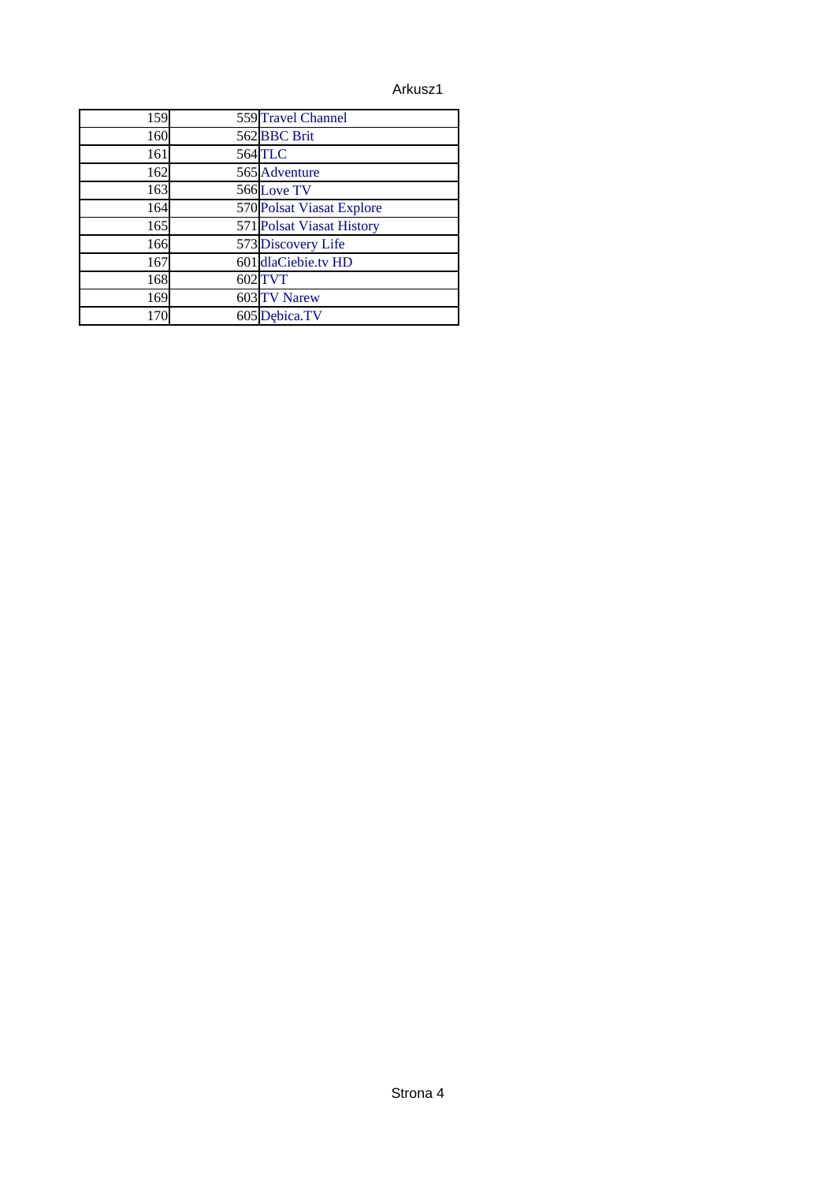| | | |
|---|---|---|
| 159 | 559 | Travel Channel |
| 160 | 562 | BBC Brit |
| 161 | 564 | TLC |
| 162 | 565 | Adventure |
| 163 | 566 | Love TV |
| 164 | 570 | Polsat Viasat Explore |
| 165 | 571 | Polsat Viasat History |
| 166 | 573 | Discovery Life |
| 167 | 601 | dlaCiebie.tv HD |
| 168 | 602 | TVT |
| 169 | 603 | TV Narew |
| 170 | 605 | Dębica.TV |